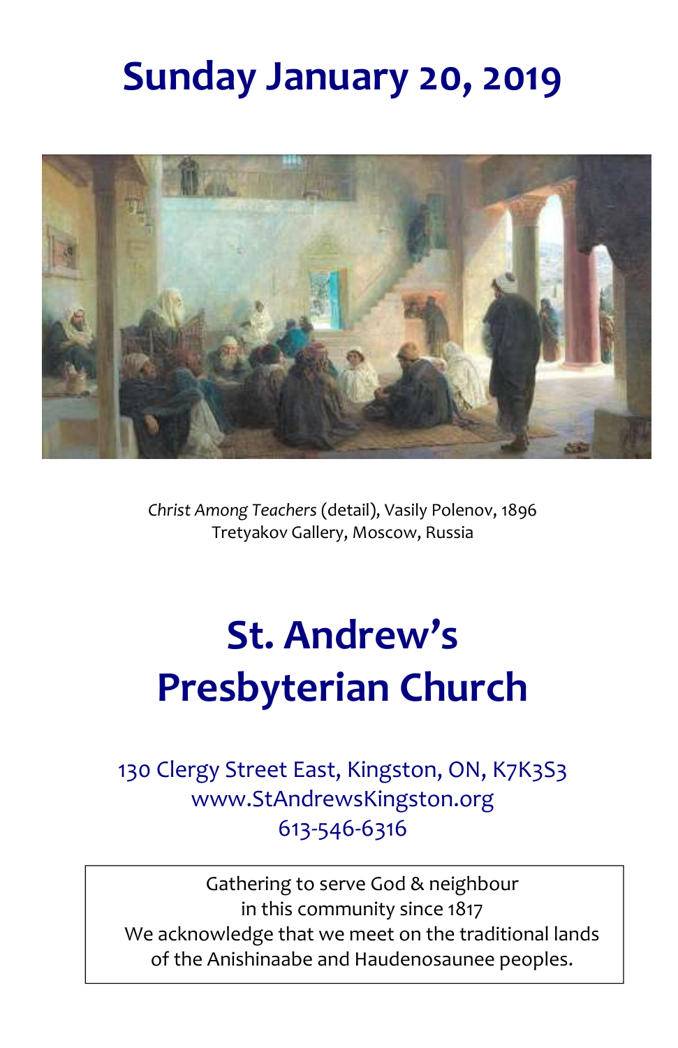# Sunday January 20, 2019

*Christ Among Teachers* (detail), Vasily Polenov, 1896
Tretyakov Gallery, Moscow, Russia

# St. Andrew's Presbyterian Church

130 Clergy Street East, Kingston, ON, K7K3S3
www.StAndrewsKingston.org
613-546-6316

Gathering to serve God & neighbour
in this community since 1817
We acknowledge that we meet on the traditional lands
of the Anishinaabe and Haudenosaunee peoples.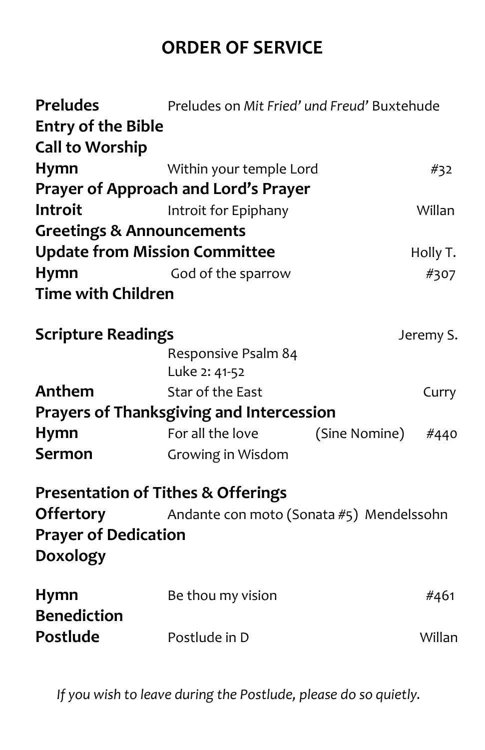# ORDER OF SERVICE

| | | |
|---|---|---|
| **Preludes** | Preludes on *Mit Fried' und Freud'* Buxtehude | |
| **Entry of the Bible** | | |
| **Call to Worship** | | |
| **Hymn** | Within your temple Lord | #32 |
| **Prayer of Approach and Lord's Prayer** | | |
| **Introit** | Introit for Epiphany | Willan |
| **Greetings & Announcements** | | |
| **Update from Mission Committee** | | Holly T. |
| **Hymn** | God of the sparrow | #307 |
| **Time with Children** | | |
| **Scripture Readings** | | Jeremy S. |
| | Responsive Psalm 84 | |
| | Luke 2: 41-52 | |
| **Anthem** | Star of the East | Curry |
| **Prayers of Thanksgiving and Intercession** | | |
| **Hymn** | For all the love (Sine Nomine) | #440 |
| **Sermon** | Growing in Wisdom | |
| **Presentation of Tithes & Offerings** | | |
| **Offertory** | Andante con moto (Sonata #5) | Mendelssohn |
| **Prayer of Dedication** | | |
| **Doxology** | | |
| **Hymn** | Be thou my vision | #461 |
| **Benediction** | | |
| **Postlude** | Postlude in D | Willan |

*If you wish to leave during the Postlude, please do so quietly.*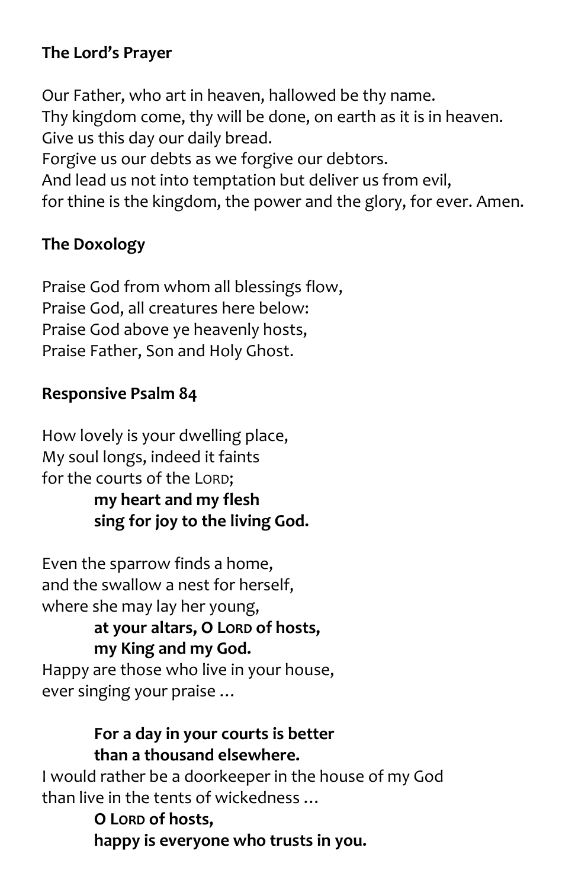**The Lord's Prayer**

Our Father, who art in heaven, hallowed be thy name.
Thy kingdom come, thy will be done, on earth as it is in heaven.
Give us this day our daily bread.
Forgive us our debts as we forgive our debtors.
And lead us not into temptation but deliver us from evil,
for thine is the kingdom, the power and the glory, for ever. Amen.

**The Doxology**

Praise God from whom all blessings flow,
Praise God, all creatures here below:
Praise God above ye heavenly hosts,
Praise Father, Son and Holy Ghost.

**Responsive Psalm 84**

How lovely is your dwelling place,
My soul longs, indeed it faints
for the courts of the LORD;
**my heart and my flesh**
**sing for joy to the living God.**

Even the sparrow finds a home,
and the swallow a nest for herself,
where she may lay her young,
**at your altars, O LORD of hosts,**
**my King and my God.**
Happy are those who live in your house,
ever singing your praise …

**For a day in your courts is better**
**than a thousand elsewhere.**
I would rather be a doorkeeper in the house of my God
than live in the tents of wickedness …
**O LORD of hosts,**
**happy is everyone who trusts in you.**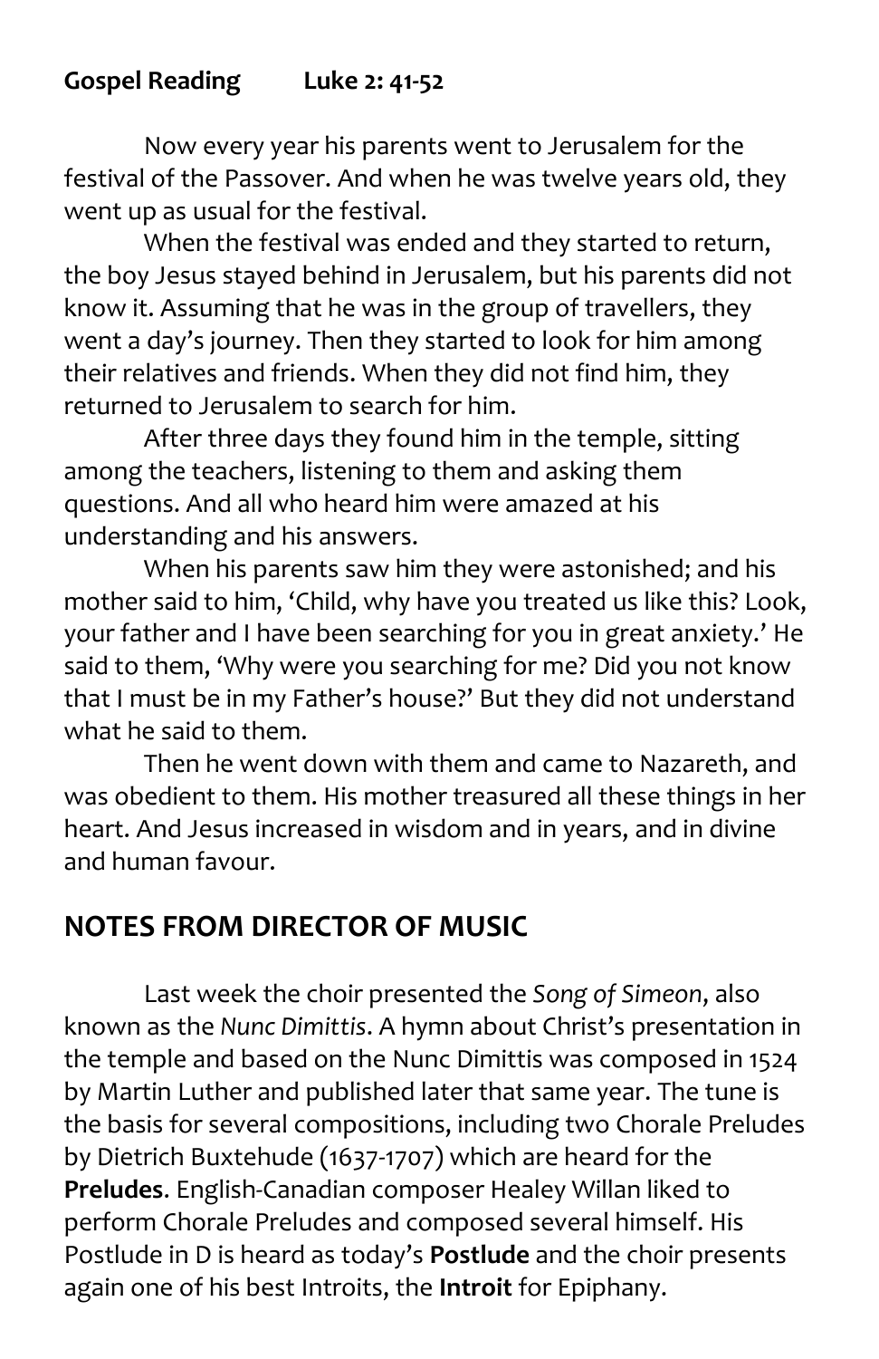**Gospel Reading Luke 2: 41-52**

Now every year his parents went to Jerusalem for the festival of the Passover. And when he was twelve years old, they went up as usual for the festival.

When the festival was ended and they started to return, the boy Jesus stayed behind in Jerusalem, but his parents did not know it. Assuming that he was in the group of travellers, they went a day's journey. Then they started to look for him among their relatives and friends. When they did not find him, they returned to Jerusalem to search for him.

After three days they found him in the temple, sitting among the teachers, listening to them and asking them questions. And all who heard him were amazed at his understanding and his answers.

When his parents saw him they were astonished; and his mother said to him, 'Child, why have you treated us like this? Look, your father and I have been searching for you in great anxiety.' He said to them, 'Why were you searching for me? Did you not know that I must be in my Father's house?' But they did not understand what he said to them.

Then he went down with them and came to Nazareth, and was obedient to them. His mother treasured all these things in her heart. And Jesus increased in wisdom and in years, and in divine and human favour.

## NOTES FROM DIRECTOR OF MUSIC

Last week the choir presented the *Song of Simeon*, also known as the *Nunc Dimittis*. A hymn about Christ's presentation in the temple and based on the Nunc Dimittis was composed in 1524 by Martin Luther and published later that same year. The tune is the basis for several compositions, including two Chorale Preludes by Dietrich Buxtehude (1637-1707) which are heard for the **Preludes**. English-Canadian composer Healey Willan liked to perform Chorale Preludes and composed several himself. His Postlude in D is heard as today's **Postlude** and the choir presents again one of his best Introits, the **Introit** for Epiphany.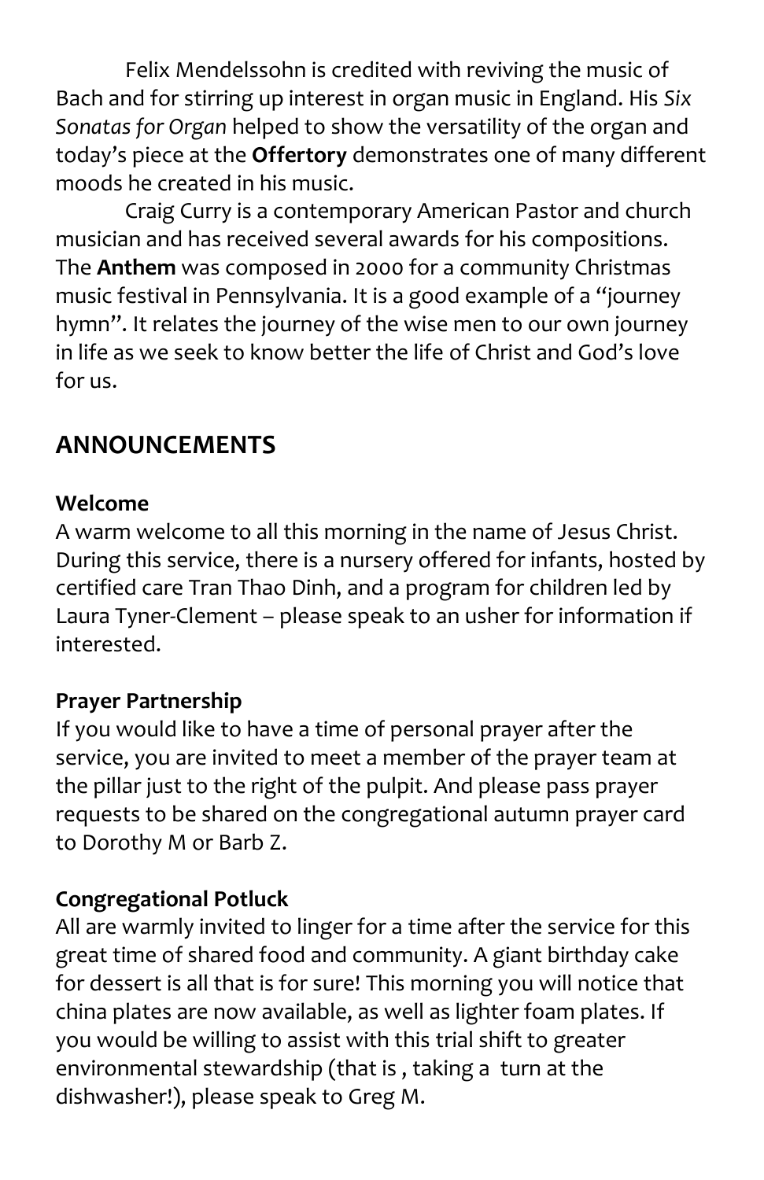Felix Mendelssohn is credited with reviving the music of Bach and for stirring up interest in organ music in England. His *Six Sonatas for Organ* helped to show the versatility of the organ and today's piece at the **Offertory** demonstrates one of many different moods he created in his music.

Craig Curry is a contemporary American Pastor and church musician and has received several awards for his compositions. The **Anthem** was composed in 2000 for a community Christmas music festival in Pennsylvania. It is a good example of a "journey hymn". It relates the journey of the wise men to our own journey in life as we seek to know better the life of Christ and God's love for us.

## ANNOUNCEMENTS

**Welcome**

A warm welcome to all this morning in the name of Jesus Christ. During this service, there is a nursery offered for infants, hosted by certified care Tran Thao Dinh, and a program for children led by Laura Tyner-Clement – please speak to an usher for information if interested.

**Prayer Partnership**

If you would like to have a time of personal prayer after the service, you are invited to meet a member of the prayer team at the pillar just to the right of the pulpit. And please pass prayer requests to be shared on the congregational autumn prayer card to Dorothy M or Barb Z.

**Congregational Potluck**

All are warmly invited to linger for a time after the service for this great time of shared food and community. A giant birthday cake for dessert is all that is for sure! This morning you will notice that china plates are now available, as well as lighter foam plates. If you would be willing to assist with this trial shift to greater environmental stewardship (that is , taking a turn at the dishwasher!), please speak to Greg M.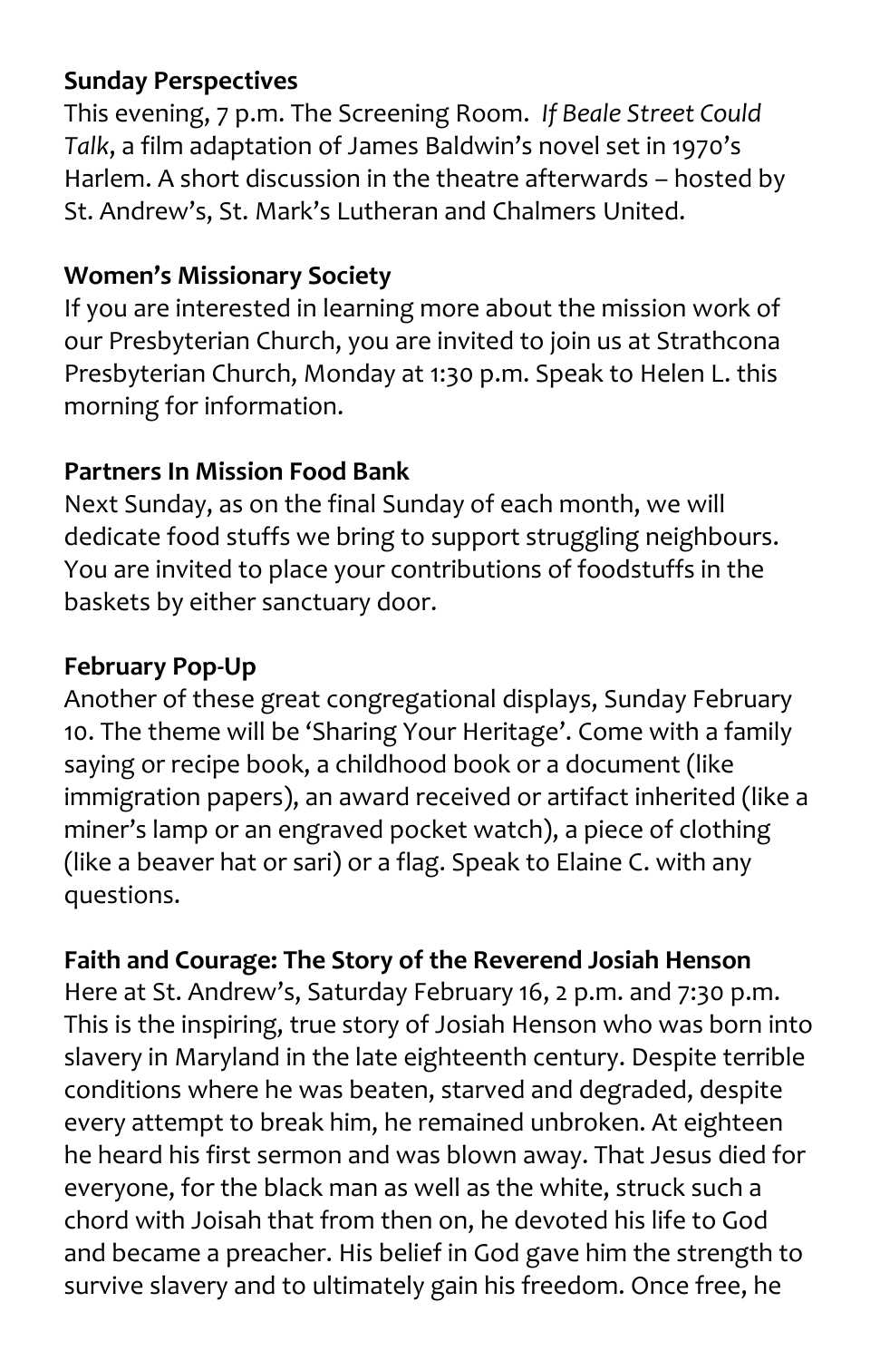**Sunday Perspectives**

This evening, 7 p.m. The Screening Room. *If Beale Street Could Talk*, a film adaptation of James Baldwin's novel set in 1970's Harlem. A short discussion in the theatre afterwards – hosted by St. Andrew's, St. Mark's Lutheran and Chalmers United.

**Women's Missionary Society**

If you are interested in learning more about the mission work of our Presbyterian Church, you are invited to join us at Strathcona Presbyterian Church, Monday at 1:30 p.m. Speak to Helen L. this morning for information.

**Partners In Mission Food Bank**

Next Sunday, as on the final Sunday of each month, we will dedicate food stuffs we bring to support struggling neighbours. You are invited to place your contributions of foodstuffs in the baskets by either sanctuary door.

**February Pop-Up**

Another of these great congregational displays, Sunday February 10. The theme will be 'Sharing Your Heritage'. Come with a family saying or recipe book, a childhood book or a document (like immigration papers), an award received or artifact inherited (like a miner's lamp or an engraved pocket watch), a piece of clothing (like a beaver hat or sari) or a flag. Speak to Elaine C. with any questions.

**Faith and Courage: The Story of the Reverend Josiah Henson**

Here at St. Andrew's, Saturday February 16, 2 p.m. and 7:30 p.m. This is the inspiring, true story of Josiah Henson who was born into slavery in Maryland in the late eighteenth century. Despite terrible conditions where he was beaten, starved and degraded, despite every attempt to break him, he remained unbroken. At eighteen he heard his first sermon and was blown away. That Jesus died for everyone, for the black man as well as the white, struck such a chord with Joisah that from then on, he devoted his life to God and became a preacher. His belief in God gave him the strength to survive slavery and to ultimately gain his freedom. Once free, he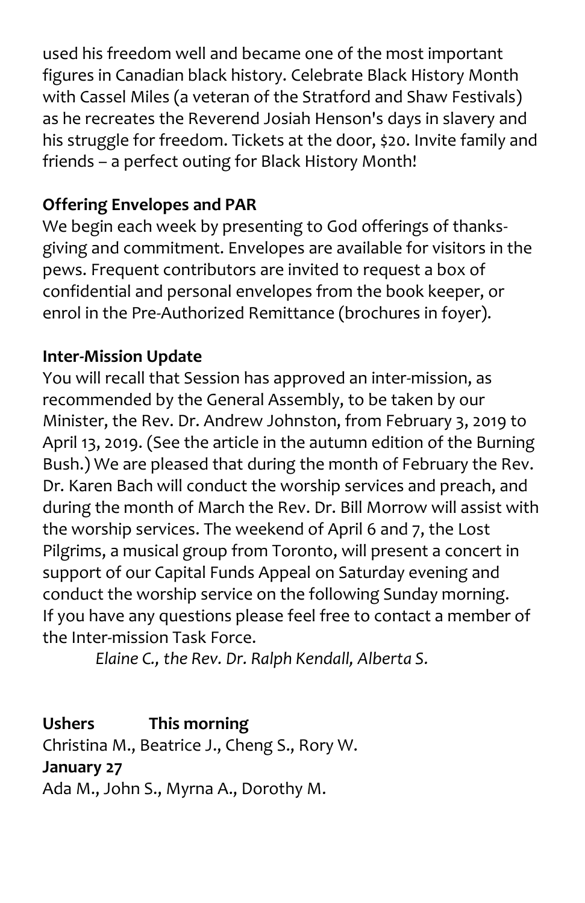used his freedom well and became one of the most important figures in Canadian black history. Celebrate Black History Month with Cassel Miles (a veteran of the Stratford and Shaw Festivals) as he recreates the Reverend Josiah Henson's days in slavery and his struggle for freedom. Tickets at the door, $20. Invite family and friends – a perfect outing for Black History Month!

**Offering Envelopes and PAR**

We begin each week by presenting to God offerings of thanks-giving and commitment. Envelopes are available for visitors in the pews. Frequent contributors are invited to request a box of confidential and personal envelopes from the book keeper, or enrol in the Pre-Authorized Remittance (brochures in foyer).

**Inter-Mission Update**

You will recall that Session has approved an inter-mission, as recommended by the General Assembly, to be taken by our Minister, the Rev. Dr. Andrew Johnston, from February 3, 2019 to April 13, 2019. (See the article in the autumn edition of the Burning Bush.) We are pleased that during the month of February the Rev. Dr. Karen Bach will conduct the worship services and preach, and during the month of March the Rev. Dr. Bill Morrow will assist with the worship services. The weekend of April 6 and 7, the Lost Pilgrims, a musical group from Toronto, will present a concert in support of our Capital Funds Appeal on Saturday evening and conduct the worship service on the following Sunday morning. If you have any questions please feel free to contact a member of the Inter-mission Task Force.

*Elaine C., the Rev. Dr. Ralph Kendall, Alberta S.*

**Ushers This morning**

Christina M., Beatrice J., Cheng S., Rory W.

**January 27**

Ada M., John S., Myrna A., Dorothy M.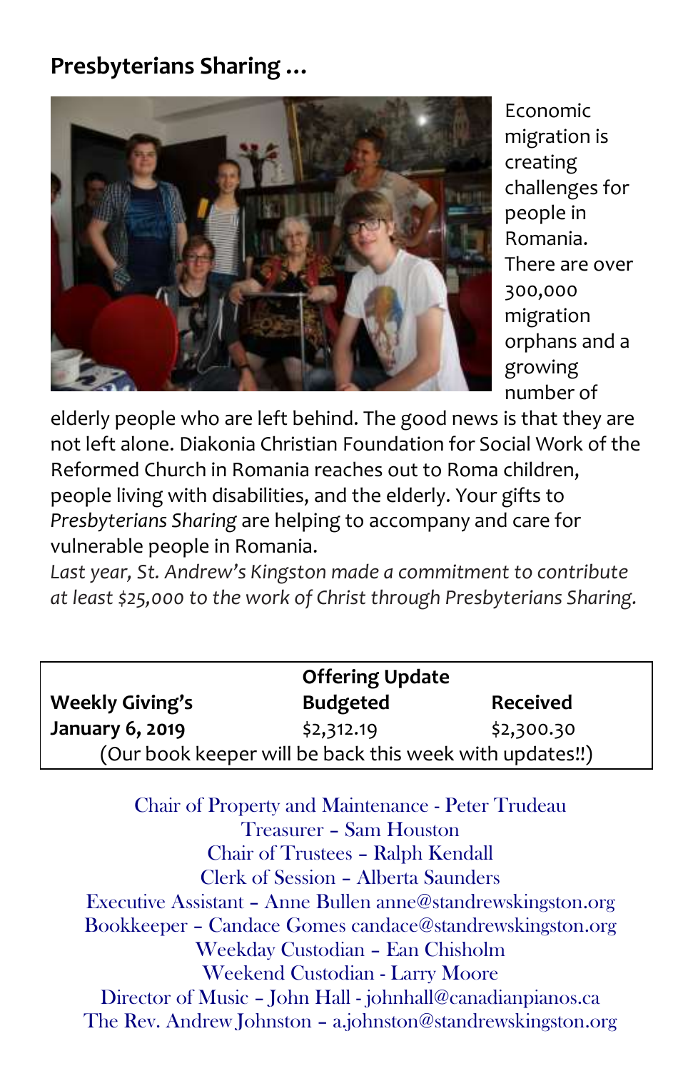## Presbyterians Sharing …

Economic migration is creating challenges for people in Romania. There are over 300,000 migration orphans and a growing number of elderly people who are left behind. The good news is that they are not left alone. Diakonia Christian Foundation for Social Work of the Reformed Church in Romania reaches out to Roma children, people living with disabilities, and the elderly. Your gifts to *Presbyterians Sharing* are helping to accompany and care for vulnerable people in Romania.

*Last year, St. Andrew's Kingston made a commitment to contribute at least $25,000 to the work of Christ through Presbyterians Sharing.*

| | Offering Update | |
|---|---|---|
| **Weekly Giving's** | **Budgeted** | **Received** |
| **January 6, 2019** | $2,312.19 | $2,300.30 |
| (Our book keeper will be back this week with updates!!) | | |

Chair of Property and Maintenance - Peter Trudeau
Treasurer – Sam Houston
Chair of Trustees – Ralph Kendall
Clerk of Session – Alberta Saunders
Executive Assistant – Anne Bullen anne@standrewskingston.org
Bookkeeper – Candace Gomes candace@standrewskingston.org
Weekday Custodian – Ean Chisholm
Weekend Custodian - Larry Moore
Director of Music – John Hall - johnhall@canadianpianos.ca
The Rev. Andrew Johnston – a.johnston@standrewskingston.org